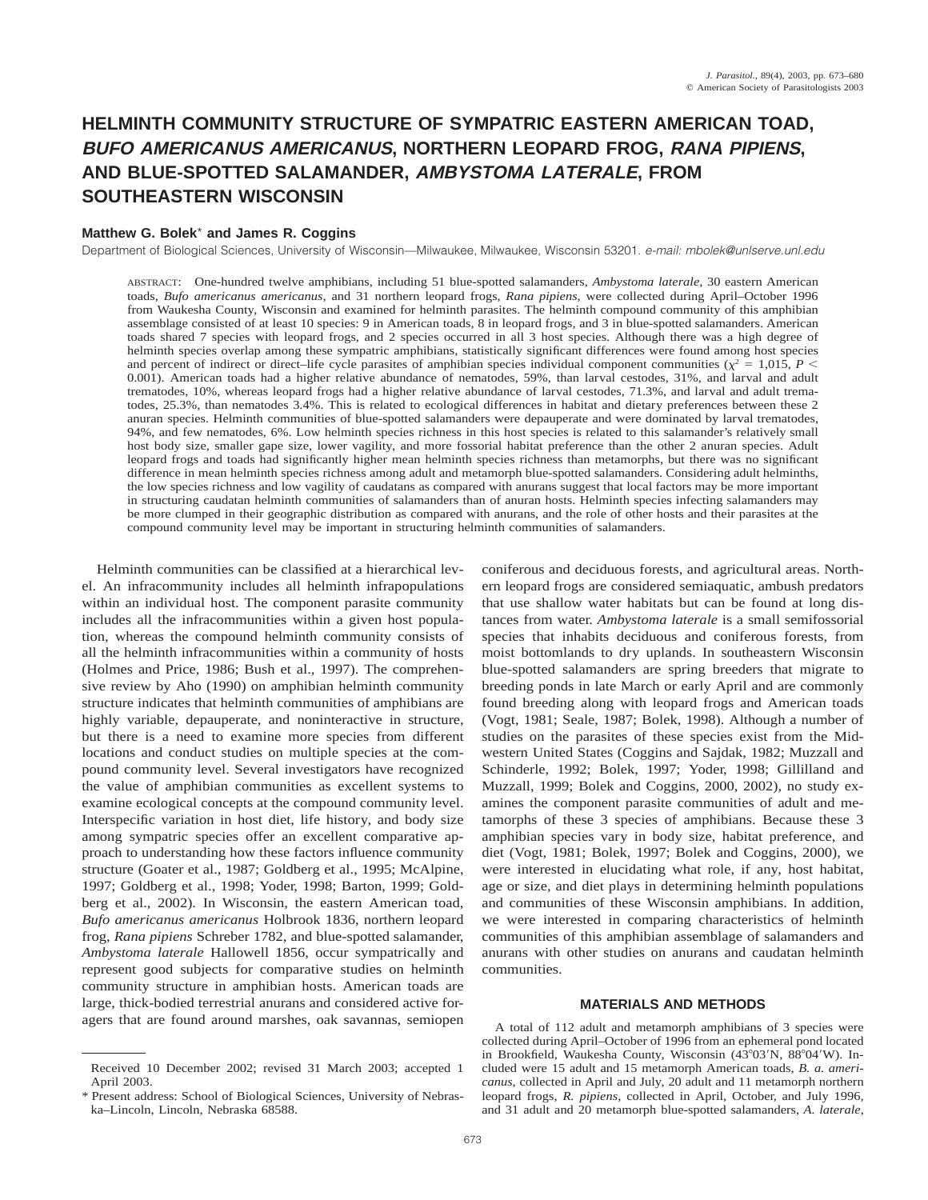# HELMINTH COMMUNITY STRUCTURE OF SYMPATRIC EASTERN AMERICAN TOAD, *BUFO AMERICANUS AMERICANUS*, NORTHERN LEOPARD FROG, *RANA PIPIENS*, AND BLUE-SPOTTED SALAMANDER, *AMBYSTOMA LATERALE*, FROM SOUTHEASTERN WISCONSIN

**Matthew G. Bolek\* and James R. Coggins**

Department of Biological Sciences, University of Wisconsin—Milwaukee, Milwaukee, Wisconsin 53201. *e-mail: mbolek@unlserve.unl.edu*

ABSTRACT: One-hundred twelve amphibians, including 51 blue-spotted salamanders, *Ambystoma laterale*, 30 eastern American toads, *Bufo americanus americanus*, and 31 northern leopard frogs, *Rana pipiens*, were collected during April–October 1996 from Waukesha County, Wisconsin and examined for helminth parasites. The helminth compound community of this amphibian assemblage consisted of at least 10 species: 9 in American toads, 8 in leopard frogs, and 3 in blue-spotted salamanders. American toads shared 7 species with leopard frogs, and 2 species occurred in all 3 host species. Although there was a high degree of helminth species overlap among these sympatric amphibians, statistically significant differences were found among host species and percent of indirect or direct–life cycle parasites of amphibian species individual component communities ($\chi^2$ = 1,015, $P <$ 0.001). American toads had a higher relative abundance of nematodes, 59%, than larval cestodes, 31%, and larval and adult trematodes, 10%, whereas leopard frogs had a higher relative abundance of larval cestodes, 71.3%, and larval and adult trematodes, 25.3%, than nematodes 3.4%. This is related to ecological differences in habitat and dietary preferences between these 2 anuran species. Helminth communities of blue-spotted salamanders were depauperate and were dominated by larval trematodes, 94%, and few nematodes, 6%. Low helminth species richness in this host species is related to this salamander's relatively small host body size, smaller gape size, lower vagility, and more fossorial habitat preference than the other 2 anuran species. Adult leopard frogs and toads had significantly higher mean helminth species richness than metamorphs, but there was no significant difference in mean helminth species richness among adult and metamorph blue-spotted salamanders. Considering adult helminths, the low species richness and low vagility of caudatans as compared with anurans suggest that local factors may be more important in structuring caudatan helminth communities of salamanders than of anuran hosts. Helminth species infecting salamanders may be more clumped in their geographic distribution as compared with anurans, and the role of other hosts and their parasites at the compound community level may be important in structuring helminth communities of salamanders.

Helminth communities can be classified at a hierarchical level. An infracommunity includes all helminth infrapopulations within an individual host. The component parasite community includes all the infracommunities within a given host population, whereas the compound helminth community consists of all the helminth infracommunities within a community of hosts (Holmes and Price, 1986; Bush et al., 1997). The comprehensive review by Aho (1990) on amphibian helminth community structure indicates that helminth communities of amphibians are highly variable, depauperate, and noninteractive in structure, but there is a need to examine more species from different locations and conduct studies on multiple species at the compound community level. Several investigators have recognized the value of amphibian communities as excellent systems to examine ecological concepts at the compound community level. Interspecific variation in host diet, life history, and body size among sympatric species offer an excellent comparative approach to understanding how these factors influence community structure (Goater et al., 1987; Goldberg et al., 1995; McAlpine, 1997; Goldberg et al., 1998; Yoder, 1998; Barton, 1999; Goldberg et al., 2002). In Wisconsin, the eastern American toad, *Bufo americanus americanus* Holbrook 1836, northern leopard frog, *Rana pipiens* Schreber 1782, and blue-spotted salamander, *Ambystoma laterale* Hallowell 1856, occur sympatrically and represent good subjects for comparative studies on helminth community structure in amphibian hosts. American toads are large, thick-bodied terrestrial anurans and considered active foragers that are found around marshes, oak savannas, semiopen coniferous and deciduous forests, and agricultural areas. Northern leopard frogs are considered semiaquatic, ambush predators that use shallow water habitats but can be found at long distances from water. *Ambystoma laterale* is a small semifossorial species that inhabits deciduous and coniferous forests, from moist bottomlands to dry uplands. In southeastern Wisconsin blue-spotted salamanders are spring breeders that migrate to breeding ponds in late March or early April and are commonly found breeding along with leopard frogs and American toads (Vogt, 1981; Seale, 1987; Bolek, 1998). Although a number of studies on the parasites of these species exist from the Midwestern United States (Coggins and Sajdak, 1982; Muzzall and Schinderle, 1992; Bolek, 1997; Yoder, 1998; Gillilland and Muzzall, 1999; Bolek and Coggins, 2000, 2002), no study examines the component parasite communities of adult and metamorphs of these 3 species of amphibians. Because these 3 amphibian species vary in body size, habitat preference, and diet (Vogt, 1981; Bolek, 1997; Bolek and Coggins, 2000), we were interested in elucidating what role, if any, host habitat, age or size, and diet plays in determining helminth populations and communities of these Wisconsin amphibians. In addition, we were interested in comparing characteristics of helminth communities of this amphibian assemblage of salamanders and anurans with other studies on anurans and caudatan helminth communities.

## MATERIALS AND METHODS

A total of 112 adult and metamorph amphibians of 3 species were collected during April–October of 1996 from an ephemeral pond located in Brookfield, Waukesha County, Wisconsin (43°03′N, 88°04′W). Included were 15 adult and 15 metamorph American toads, *B. a. americanus*, collected in April and July, 20 adult and 11 metamorph northern leopard frogs, *R. pipiens*, collected in April, October, and July 1996, and 31 adult and 20 metamorph blue-spotted salamanders, *A. laterale*,

Received 10 December 2002; revised 31 March 2003; accepted 1 April 2003.

\* Present address: School of Biological Sciences, University of Nebraska–Lincoln, Lincoln, Nebraska 68588.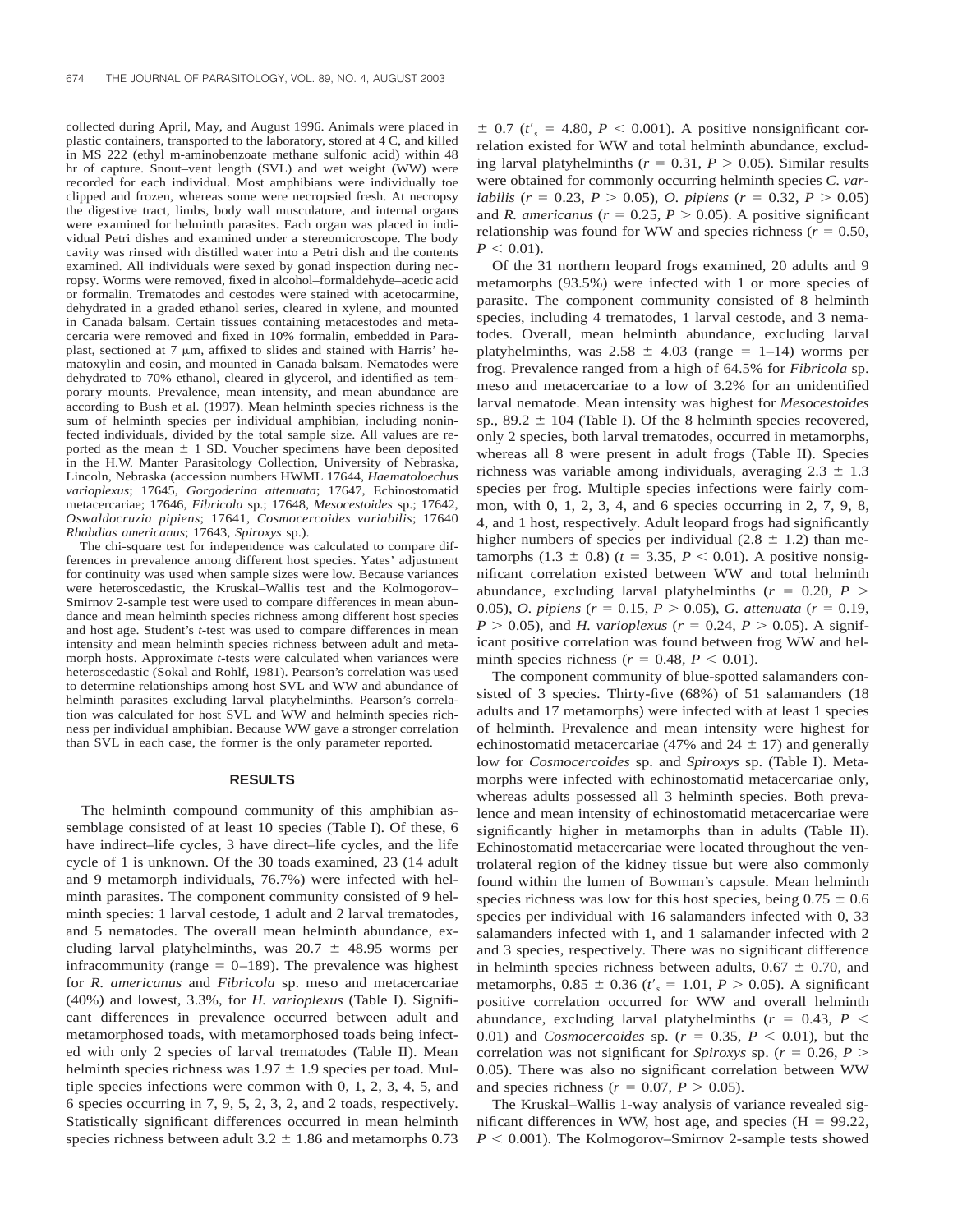collected during April, May, and August 1996. Animals were placed in plastic containers, transported to the laboratory, stored at 4 C, and killed in MS 222 (ethyl m-aminobenzoate methane sulfonic acid) within 48 hr of capture. Snout–vent length (SVL) and wet weight (WW) were recorded for each individual. Most amphibians were individually toe clipped and frozen, whereas some were necropsied fresh. At necropsy the digestive tract, limbs, body wall musculature, and internal organs were examined for helminth parasites. Each organ was placed in individual Petri dishes and examined under a stereomicroscope. The body cavity was rinsed with distilled water into a Petri dish and the contents examined. All individuals were sexed by gonad inspection during necropsy. Worms were removed, fixed in alcohol–formaldehyde–acetic acid or formalin. Trematodes and cestodes were stained with acetocarmine, dehydrated in a graded ethanol series, cleared in xylene, and mounted in Canada balsam. Certain tissues containing metacestodes and metacercaria were removed and fixed in 10% formalin, embedded in Paraplast, sectioned at 7 μm, affixed to slides and stained with Harris' hematoxylin and eosin, and mounted in Canada balsam. Nematodes were dehydrated to 70% ethanol, cleared in glycerol, and identified as temporary mounts. Prevalence, mean intensity, and mean abundance are according to Bush et al. (1997). Mean helminth species richness is the sum of helminth species per individual amphibian, including noninfected individuals, divided by the total sample size. All values are reported as the mean ± 1 SD. Voucher specimens have been deposited in the H.W. Manter Parasitology Collection, University of Nebraska, Lincoln, Nebraska (accession numbers HWML 17644, *Haematoloechus varioplexus*; 17645, *Gorgoderina attenuata*; 17647, Echinostomatid metacercariae; 17646, *Fibricola* sp.; 17648, *Mesocestoides* sp.; 17642, *Oswaldocruzia pipiens*; 17641, *Cosmocercoides variabilis*; 17640 *Rhabdias americanus*; 17643, *Spiroxys* sp.).

The chi-square test for independence was calculated to compare differences in prevalence among different host species. Yates' adjustment for continuity was used when sample sizes were low. Because variances were heteroscedastic, the Kruskal–Wallis test and the Kolmogorov–Smirnov 2-sample test were used to compare differences in mean abundance and mean helminth species richness among different host species and host age. Student's *t*-test was used to compare differences in mean intensity and mean helminth species richness between adult and metamorph hosts. Approximate *t*-tests were calculated when variances were heteroscedastic (Sokal and Rohlf, 1981). Pearson's correlation was used to determine relationships among host SVL and WW and abundance of helminth parasites excluding larval platyhelminths. Pearson's correlation was calculated for host SVL and WW and helminth species richness per individual amphibian. Because WW gave a stronger correlation than SVL in each case, the former is the only parameter reported.

## RESULTS

The helminth compound community of this amphibian assemblage consisted of at least 10 species (Table I). Of these, 6 have indirect–life cycles, 3 have direct–life cycles, and the life cycle of 1 is unknown. Of the 30 toads examined, 23 (14 adult and 9 metamorph individuals, 76.7%) were infected with helminth parasites. The component community consisted of 9 helminth species: 1 larval cestode, 1 adult and 2 larval trematodes, and 5 nematodes. The overall mean helminth abundance, excluding larval platyhelminths, was 20.7 ± 48.95 worms per infracommunity (range = 0–189). The prevalence was highest for *R. americanus* and *Fibricola* sp. meso and metacercariae (40%) and lowest, 3.3%, for *H. varioplexus* (Table I). Significant differences in prevalence occurred between adult and metamorphosed toads, with metamorphosed toads being infected with only 2 species of larval trematodes (Table II). Mean helminth species richness was 1.97 ± 1.9 species per toad. Multiple species infections were common with 0, 1, 2, 3, 4, 5, and 6 species occurring in 7, 9, 5, 2, 3, 2, and 2 toads, respectively. Statistically significant differences occurred in mean helminth species richness between adult 3.2 ± 1.86 and metamorphs 0.73 ± 0.7 ($t'_s = 4.80$, $P < 0.001$). A positive nonsignificant correlation existed for WW and total helminth abundance, excluding larval platyhelminths ($r = 0.31$, $P > 0.05$). Similar results were obtained for commonly occurring helminth species *C. variabilis* ($r = 0.23$, $P > 0.05$), *O. pipiens* ($r = 0.32$, $P > 0.05$) and *R. americanus* ($r = 0.25$, $P > 0.05$). A positive significant relationship was found for WW and species richness ($r = 0.50$, $P < 0.01$).

Of the 31 northern leopard frogs examined, 20 adults and 9 metamorphs (93.5%) were infected with 1 or more species of parasite. The component community consisted of 8 helminth species, including 4 trematodes, 1 larval cestode, and 3 nematodes. Overall, mean helminth abundance, excluding larval platyhelminths, was 2.58 ± 4.03 (range = 1–14) worms per frog. Prevalence ranged from a high of 64.5% for *Fibricola* sp. meso and metacercariae to a low of 3.2% for an unidentified larval nematode. Mean intensity was highest for *Mesocestoides* sp., 89.2 ± 104 (Table I). Of the 8 helminth species recovered, only 2 species, both larval trematodes, occurred in metamorphs, whereas all 8 were present in adult frogs (Table II). Species richness was variable among individuals, averaging 2.3 ± 1.3 species per frog. Multiple species infections were fairly common, with 0, 1, 2, 3, 4, and 6 species occurring in 2, 7, 9, 8, 4, and 1 host, respectively. Adult leopard frogs had significantly higher numbers of species per individual (2.8 ± 1.2) than metamorphs (1.3 ± 0.8) ($t = 3.35$, $P < 0.01$). A positive nonsignificant correlation existed between WW and total helminth abundance, excluding larval platyhelminths ($r = 0.20$, $P > 0.05$), *O. pipiens* ($r = 0.15$, $P > 0.05$), *G. attenuata* ($r = 0.19$, $P > 0.05$), and *H. varioplexus* ($r = 0.24$, $P > 0.05$). A significant positive correlation was found between frog WW and helminth species richness ($r = 0.48$, $P < 0.01$).

The component community of blue-spotted salamanders consisted of 3 species. Thirty-five (68%) of 51 salamanders (18 adults and 17 metamorphs) were infected with at least 1 species of helminth. Prevalence and mean intensity were highest for echinostomatid metacercariae (47% and 24 ± 17) and generally low for *Cosmocercoides* sp. and *Spiroxys* sp. (Table I). Metamorphs were infected with echinostomatid metacercariae only, whereas adults possessed all 3 helminth species. Both prevalence and mean intensity of echinostomatid metacercariae were significantly higher in metamorphs than in adults (Table II). Echinostomatid metacercariae were located throughout the ventrolateral region of the kidney tissue but were also commonly found within the lumen of Bowman's capsule. Mean helminth species richness was low for this host species, being 0.75 ± 0.6 species per individual with 16 salamanders infected with 0, 33 salamanders infected with 1, and 1 salamander infected with 2 and 3 species, respectively. There was no significant difference in helminth species richness between adults, 0.67 ± 0.70, and metamorphs, 0.85 ± 0.36 ($t'_s = 1.01$, $P > 0.05$). A significant positive correlation occurred for WW and overall helminth abundance, excluding larval platyhelminths ($r = 0.43$, $P < 0.01$) and *Cosmocercoides* sp. ($r = 0.35$, $P < 0.01$), but the correlation was not significant for *Spiroxys* sp. ($r = 0.26$, $P > 0.05$). There was also no significant correlation between WW and species richness ($r = 0.07$, $P > 0.05$).

The Kruskal–Wallis 1-way analysis of variance revealed significant differences in WW, host age, and species (H = 99.22, $P < 0.001$). The Kolmogorov–Smirnov 2-sample tests showed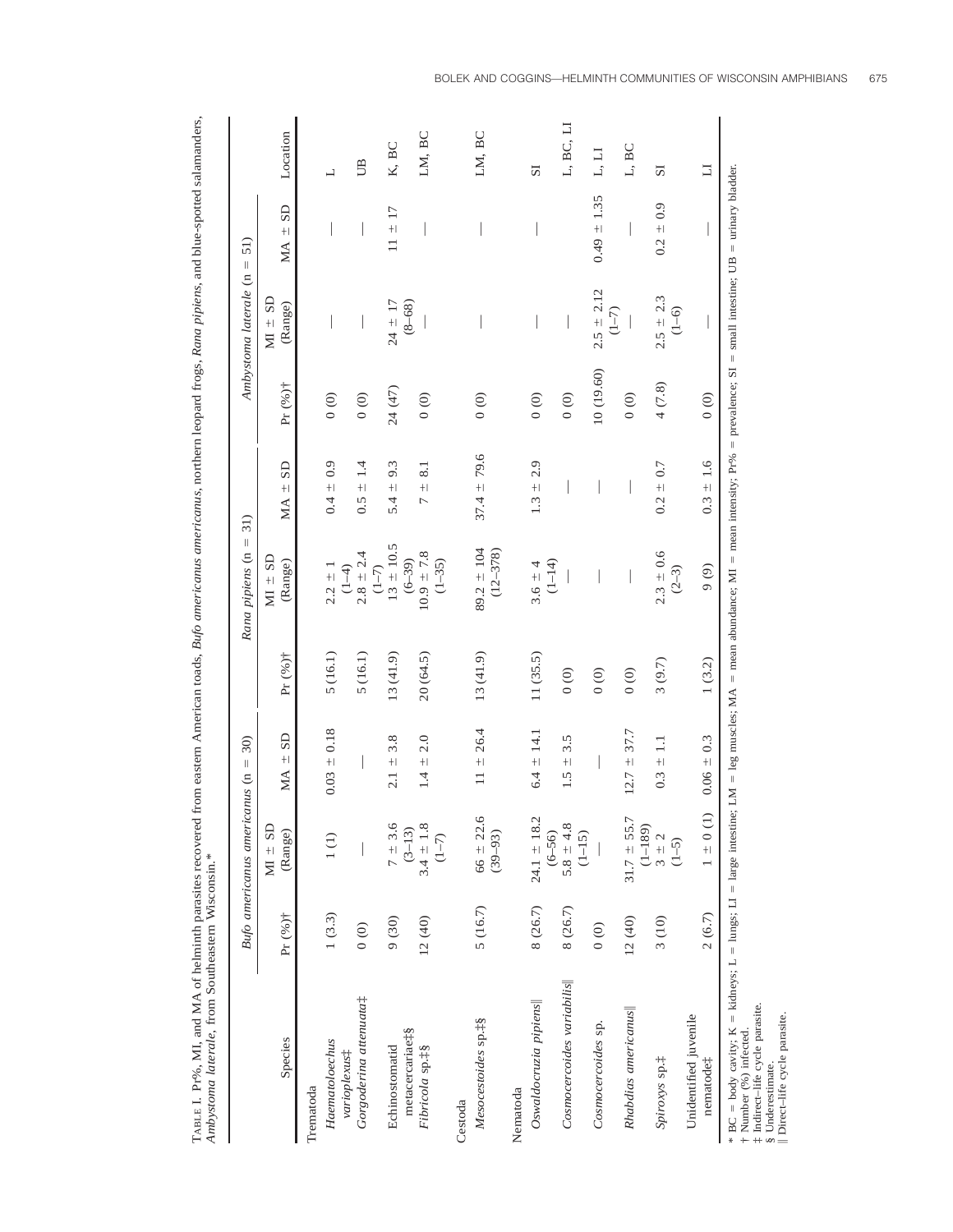TABLE I. Pr%, MI, and MA of helminth parasites recovered from eastern American toads, *Bufo americanus americanus*, northern leopard frogs, *Rana pipiens*, and blue-spotted salamanders, *Ambystoma laterale*, from Southeastern Wisconsin.*

| Species | *Bufo americanus americanus* (n = 30) | | | *Rana pipiens* (n = 31) | | | *Ambystoma laterale* (n = 51) | | | Location |
|---|---|---|---|---|---|---|---|---|---|---|
| | Pr (%)† | MI ± SD (Range) | MA ± SD | Pr (%)† | MI ± SD (Range) | MA ± SD | Pr (%)† | MI ± SD (Range) | MA ± SD | |
| Trematoda | | | | | | | | | | |
| *Haematoloechus varioplexus*‡ | 1 (3.3) | 1 (1) | 0.03 ± 0.18 | 5 (16.1) | 2.2 ± 1 (1–4) | 0.4 ± 0.9 | 0 (0) | — | — | L |
| *Gorgoderina attenuata*‡ | 0 (0) | — | — | 5 (16.1) | 2.8 ± 2.4 (1–7) | 0.5 ± 1.4 | 0 (0) | — | — | UB |
| Echinostomatid metacercariae‡§ | 9 (30) | 7 ± 3.6 (3–13) | 2.1 ± 3.8 | 13 (41.9) | 13 ± 10.5 (6–39) | 5.4 ± 9.3 | 24 (47) | 24 ± 17 (8–68) | 11 ± 17 | K, BC |
| *Fibricola* sp.‡§ | 12 (40) | 3.4 ± 1.8 (1–7) | 1.4 ± 2.0 | 20 (64.5) | 10.9 ± 7.8 (1–35) | 7 ± 8.1 | 0 (0) | — | — | LM, BC |
| Cestoda | | | | | | | | | | |
| *Mesocestoides* sp.‡§ | 5 (16.7) | 66 ± 22.6 (39–93) | 11 ± 26.4 | 13 (41.9) | 89.2 ± 104 (12–378) | 37.4 ± 79.6 | 0 (0) | — | — | LM, BC |
| Nematoda | | | | | | | | | | |
| *Oswaldocruzia pipiens*‖ | 8 (26.7) | 24.1 ± 18.2 (6–56) | 6.4 ± 14.1 | 11 (35.5) | 3.6 ± 4 (1–14) | 1.3 ± 2.9 | 0 (0) | — | — | SI |
| *Cosmocercoides variabilis*‖ | 8 (26.7) | 5.8 ± 4.8 (1–15) | 1.5 ± 3.5 | 0 (0) | — | — | 0 (0) | — | — | L, BC, LI |
| *Cosmocercoides* sp. | 0 (0) | — | — | 0 (0) | — | — | 10 (19.60) | 2.5 ± 2.12 (1–7) | 0.49 ± 1.35 | L, LI |
| *Rhabdias americanus*‖ | 12 (40) | 31.7 ± 55.7 (1–189) | 12.7 ± 37.7 | 0 (0) | — | — | 0 (0) | — | — | L, BC |
| *Spiroxys* sp.‡ | 3 (10) | 3 ± 2 (1–5) | 0.3 ± 1.1 | 3 (9.7) | 2.3 ± 0.6 (2–3) | 0.2 ± 0.7 | 4 (7.8) | 2.5 ± 2.3 (1–6) | 0.2 ± 0.9 | SI |
| Unidentified juvenile nematode‡ | 2 (6.7) | 1 ± 0 (1) | 0.06 ± 0.3 | 1 (3.2) | 9 (9) | 0.3 ± 1.6 | 0 (0) | — | — | LI |

* BC = body cavity; K = kidneys; L = lungs; LI = large intestine; LM = leg muscles; MA = mean abundance; MI = mean intensity; Pr% = prevalence; SI = small intestine; UB = urinary bladder.
† Number (%) infected.
‡ Indirect–life cycle parasite.
§ Underestimate.
‖ Direct–life cycle parasite.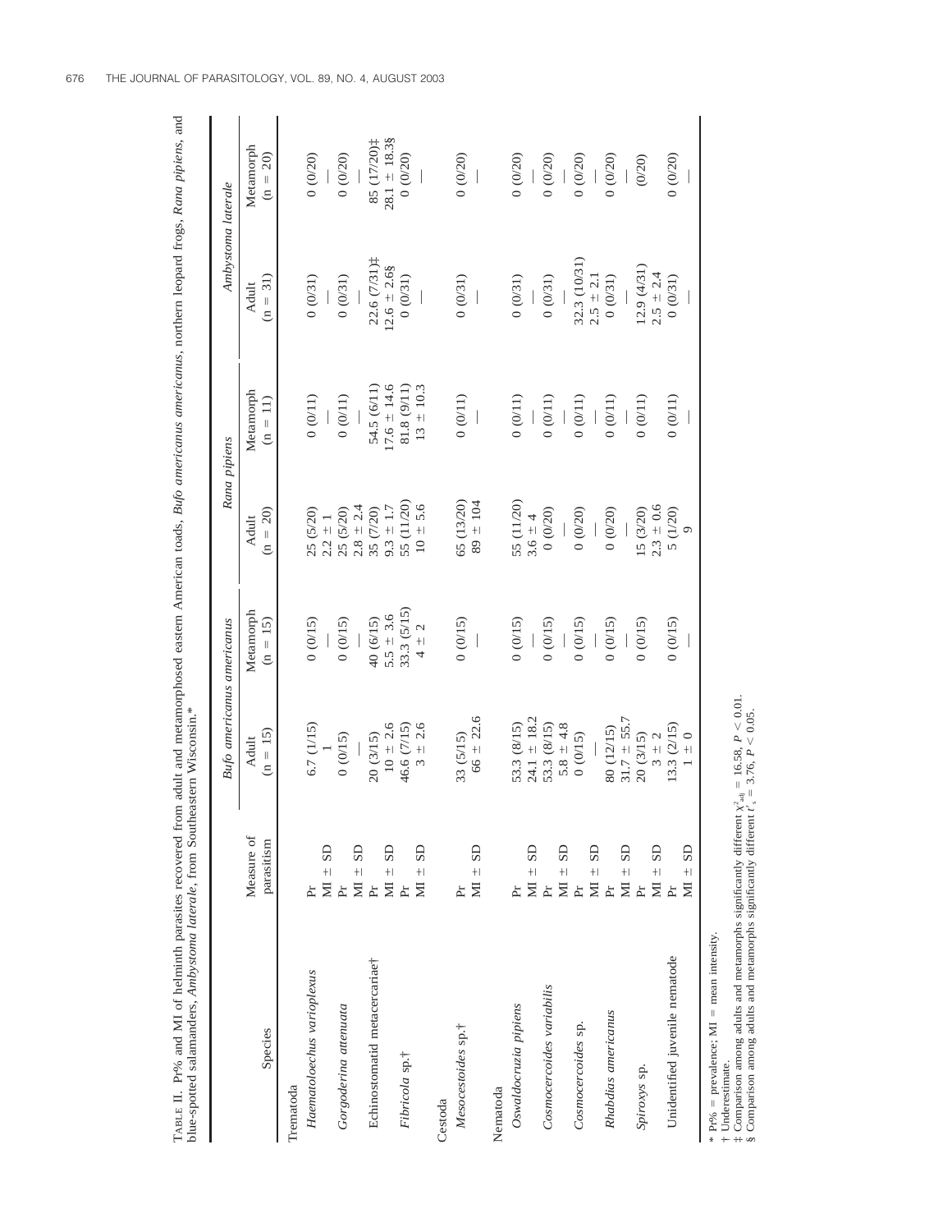TABLE II. Pr% and MI of helminth parasites recovered from adult and metamorphosed eastern American toads, *Bufo americanus americanus*, northern leopard frogs, *Rana pipiens*, and blue-spotted salamanders, *Ambystoma laterale*, from Southeastern Wisconsin.*

| Species | Measure of parasitism | *Bufo americanus americanus* | | *Rana pipiens* | | *Ambystoma laterale* | |
|---|---|---|---|---|---|---|---|
| | | Adult (n = 15) | Metamorph (n = 15) | Adult (n = 20) | Metamorph (n = 11) | Adult (n = 31) | Metamorph (n = 20) |
| Trematoda | | | | | | | |
| *Haematoloechus varioplexus* | Pr | 6.7 (1/15) | 0 (0/15) | 25 (5/20) | 0 (0/11) | 0 (0/31) | 0 (0/20) |
| | MI ± SD | 1 | — | 2.2 ± 1 | — | — | — |
| *Gorgoderina attenuata* | Pr | 0 (0/15) | 0 (0/15) | 25 (5/20) | 0 (0/11) | 0 (0/31) | 0 (0/20) |
| | MI ± SD | — | — | 2.8 ± 2.4 | — | — | — |
| Echinostomatid metacercariae† | Pr | 20 (3/15) | 40 (6/15) | 35 (7/20) | 54.5 (6/11) | 22.6 (7/31)‡ | 85 (17/20)‡ |
| | MI ± SD | 10 ± 2.6 | 5.5 ± 3.6 | 9.3 ± 1.7 | 17.6 ± 14.6 | 12.6 ± 2.6§ | 28.1 ± 18.3§ |
| *Fibricola* sp.† | Pr | 46.6 (7/15) | 33.3 (5/15) | 55 (11/20) | 81.8 (9/11) | 0 (0/31) | 0 (0/20) |
| | MI ± SD | 3 ± 2.6 | 4 ± 2 | 10 ± 5.6 | 13 ± 10.3 | — | — |
| Cestoda | | | | | | | |
| *Mesocestoides* sp.† | Pr | 33 (5/15) | 0 (0/15) | 65 (13/20) | 0 (0/11) | 0 (0/31) | 0 (0/20) |
| | MI ± SD | 66 ± 22.6 | — | 89 ± 104 | — | — | — |
| Nematoda | | | | | | | |
| *Oswaldocruzia pipiens* | Pr | 53.3 (8/15) | 0 (0/15) | 55 (11/20) | 0 (0/11) | 0 (0/31) | 0 (0/20) |
| | MI ± SD | 24.1 ± 18.2 | — | 3.6 ± 4 | — | — | — |
| *Cosmocercoides variabilis* | Pr | 53.3 (8/15) | 0 (0/15) | 0 (0/20) | 0 (0/11) | 0 (0/31) | 0 (0/20) |
| | MI ± SD | 5.8 ± 4.8 | — | — | — | — | — |
| *Cosmocercoides* sp. | Pr | 0 (0/15) | 0 (0/15) | 0 (0/20) | 0 (0/11) | 32.3 (10/31) | 0 (0/20) |
| | MI ± SD | — | — | — | — | 2.5 ± 2.1 | — |
| *Rhabdias americanus* | Pr | 80 (12/15) | 0 (0/15) | 0 (0/20) | 0 (0/11) | 0 (0/31) | 0 (0/20) |
| | MI ± SD | 31.7 ± 55.7 | — | — | — | — | — |
| *Spiroxys* sp. | Pr | 20 (3/15) | 0 (0/15) | 15 (3/20) | 0 (0/11) | 12.9 (4/31) | (0/20) |
| | MI ± SD | 3 ± 2 | — | 2.3 ± 0.6 | — | 2.5 ± 2.4 | — |
| Unidentified juvenile nematode | Pr | 13.3 (2/15) | 0 (0/15) | 5 (1/20) | 0 (0/11) | 0 (0/31) | 0 (0/20) |
| | MI ± SD | 1 ± 0 | — | 9 | — | — | — |

\* Pr% = prevalence; MI = mean intensity.
† Underestimate.
‡ Comparison among adults and metamorphs significantly different $\chi^2_{adj} = 16.58$, $P < 0.01$.
§ Comparison among adults and metamorphs significantly different $t'_s = 3.76$, $P < 0.05$.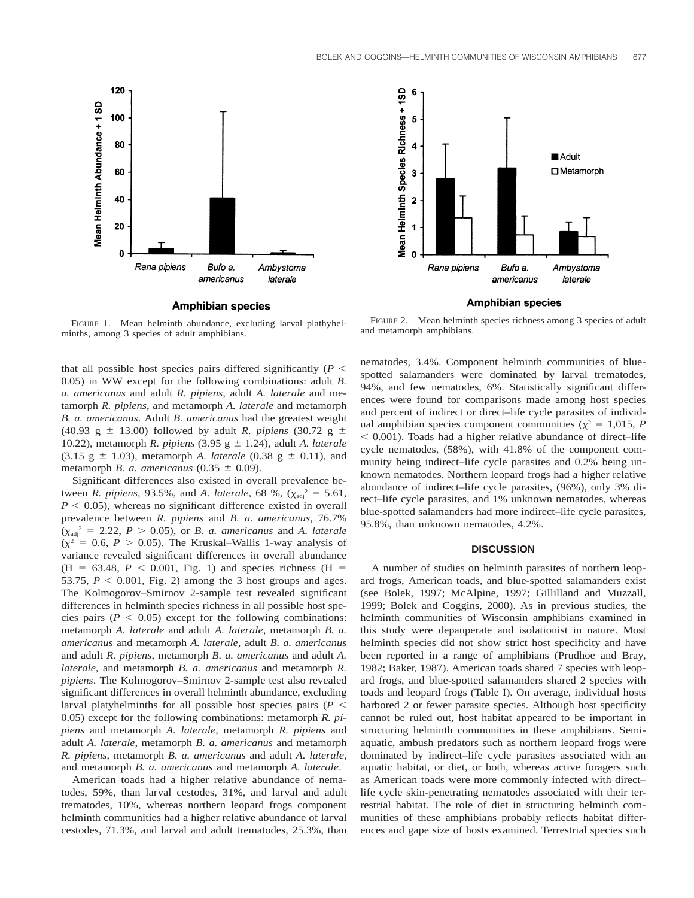Mean Helminth Abundance + 1 SD

120
100
80
60
40
20
0

*Rana pipiens* *Bufo a. americanus* *Ambystoma laterale*

**Amphibian species**

FIGURE 1. Mean helminth abundance, excluding larval plathyhelminths, among 3 species of adult amphibians.

Mean Helminth Species Richness + 1SD

6
5
4
3
2
1
0

■ Adult
□ Metamorph

*Rana pipiens* *Bufo a. americanus* *Ambystoma laterale*

**Amphibian species**

FIGURE 2. Mean helminth species richness among 3 species of adult and metamorph amphibians.

that all possible host species pairs differed significantly ($P < 0.05$) in WW except for the following combinations: adult *B. a. americanus* and adult *R. pipiens*, adult *A. laterale* and metamorph *R. pipiens*, and metamorph *A. laterale* and metamorph *B. a. americanus*. Adult *B. americanus* had the greatest weight (40.93 g ± 13.00) followed by adult *R. pipiens* (30.72 g ± 10.22), metamorph *R. pipiens* (3.95 g ± 1.24), adult *A. laterale* (3.15 g ± 1.03), metamorph *A. laterale* (0.38 g ± 0.11), and metamorph *B. a. americanus* (0.35 ± 0.09).

Significant differences also existed in overall prevalence between *R. pipiens*, 93.5%, and *A. laterale*, 68 %, ($\chi_{adj}^2 = 5.61$, $P < 0.05$), whereas no significant difference existed in overall prevalence between *R. pipiens* and *B. a. americanus*, 76.7% ($\chi_{adj}^2 = 2.22$, $P > 0.05$), or *B. a. americanus* and *A. laterale* ($\chi^2 = 0.6$, $P > 0.05$). The Kruskal–Wallis 1-way analysis of variance revealed significant differences in overall abundance ($H = 63.48$, $P < 0.001$, Fig. 1) and species richness ($H = 53.75$, $P < 0.001$, Fig. 2) among the 3 host groups and ages. The Kolmogorov–Smirnov 2-sample test revealed significant differences in helminth species richness in all possible host species pairs ($P < 0.05$) except for the following combinations: metamorph *A. laterale* and adult *A. laterale*, metamorph *B. a. americanus* and metamorph *A. laterale*, adult *B. a. americanus* and adult *R. pipiens*, metamorph *B. a. americanus* and adult *A. laterale*, and metamorph *B. a. americanus* and metamorph *R. pipiens*. The Kolmogorov–Smirnov 2-sample test also revealed significant differences in overall helminth abundance, excluding larval platyhelminths for all possible host species pairs ($P < 0.05$) except for the following combinations: metamorph *R. pipiens* and metamorph *A. laterale*, metamorph *R. pipiens* and adult *A. laterale*, metamorph *B. a. americanus* and metamorph *R. pipiens*, metamorph *B. a. americanus* and adult *A. laterale*, and metamorph *B. a. americanus* and metamorph *A. laterale*.

American toads had a higher relative abundance of nematodes, 59%, than larval cestodes, 31%, and larval and adult trematodes, 10%, whereas northern leopard frogs component helminth communities had a higher relative abundance of larval cestodes, 71.3%, and larval and adult trematodes, 25.3%, than nematodes, 3.4%. Component helminth communities of blue-spotted salamanders were dominated by larval trematodes, 94%, and few nematodes, 6%. Statistically significant differences were found for comparisons made among host species and percent of indirect or direct–life cycle parasites of individual amphibian species component communities ($\chi^2 = 1{,}015$, $P < 0.001$). Toads had a higher relative abundance of direct–life cycle nematodes, (58%), with 41.8% of the component community being indirect–life cycle parasites and 0.2% being unknown nematodes. Northern leopard frogs had a higher relative abundance of indirect–life cycle parasites, (96%), only 3% direct–life cycle parasites, and 1% unknown nematodes, whereas blue-spotted salamanders had more indirect–life cycle parasites, 95.8%, than unknown nematodes, 4.2%.

## DISCUSSION

A number of studies on helminth parasites of northern leopard frogs, American toads, and blue-spotted salamanders exist (see Bolek, 1997; McAlpine, 1997; Gillilland and Muzzall, 1999; Bolek and Coggins, 2000). As in previous studies, the helminth communities of Wisconsin amphibians examined in this study were depauperate and isolationist in nature. Most helminth species did not show strict host specificity and have been reported in a range of amphibians (Prudhoe and Bray, 1982; Baker, 1987). American toads shared 7 species with leopard frogs, and blue-spotted salamanders shared 2 species with toads and leopard frogs (Table I). On average, individual hosts harbored 2 or fewer parasite species. Although host specificity cannot be ruled out, host habitat appeared to be important in structuring helminth communities in these amphibians. Semi-aquatic, ambush predators such as northern leopard frogs were dominated by indirect–life cycle parasites associated with an aquatic habitat, or diet, or both, whereas active foragers such as American toads were more commonly infected with direct–life cycle skin-penetrating nematodes associated with their terrestrial habitat. The role of diet in structuring helminth communities of these amphibians probably reflects habitat differences and gape size of hosts examined. Terrestrial species such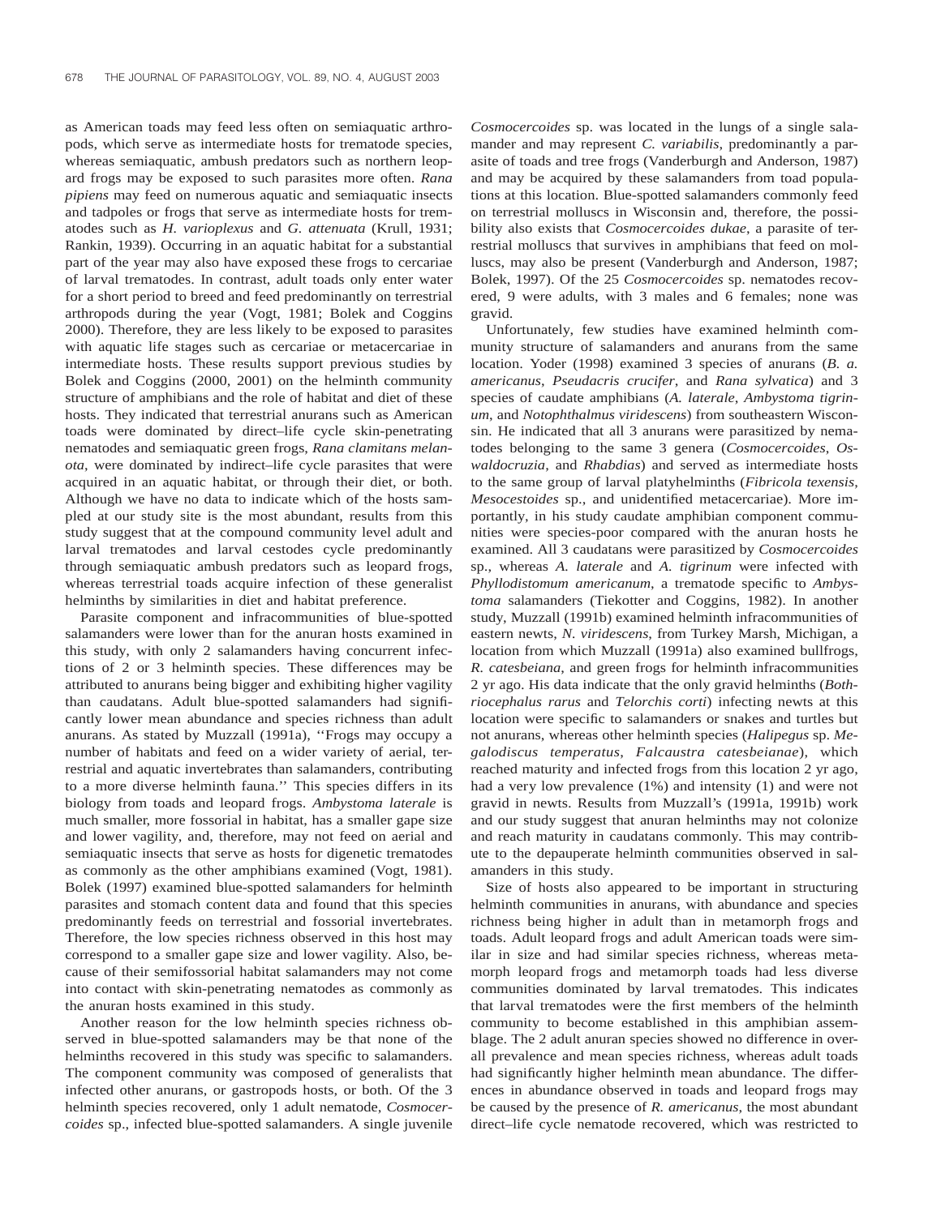as American toads may feed less often on semiaquatic arthropods, which serve as intermediate hosts for trematode species, whereas semiaquatic, ambush predators such as northern leopard frogs may be exposed to such parasites more often. *Rana pipiens* may feed on numerous aquatic and semiaquatic insects and tadpoles or frogs that serve as intermediate hosts for trematodes such as *H. varioplexus* and *G. attenuata* (Krull, 1931; Rankin, 1939). Occurring in an aquatic habitat for a substantial part of the year may also have exposed these frogs to cercariae of larval trematodes. In contrast, adult toads only enter water for a short period to breed and feed predominantly on terrestrial arthropods during the year (Vogt, 1981; Bolek and Coggins 2000). Therefore, they are less likely to be exposed to parasites with aquatic life stages such as cercariae or metacercariae in intermediate hosts. These results support previous studies by Bolek and Coggins (2000, 2001) on the helminth community structure of amphibians and the role of habitat and diet of these hosts. They indicated that terrestrial anurans such as American toads were dominated by direct–life cycle skin-penetrating nematodes and semiaquatic green frogs, *Rana clamitans melanota*, were dominated by indirect–life cycle parasites that were acquired in an aquatic habitat, or through their diet, or both. Although we have no data to indicate which of the hosts sampled at our study site is the most abundant, results from this study suggest that at the compound community level adult and larval trematodes and larval cestodes cycle predominantly through semiaquatic ambush predators such as leopard frogs, whereas terrestrial toads acquire infection of these generalist helminths by similarities in diet and habitat preference.

Parasite component and infracommunities of blue-spotted salamanders were lower than for the anuran hosts examined in this study, with only 2 salamanders having concurrent infections of 2 or 3 helminth species. These differences may be attributed to anurans being bigger and exhibiting higher vagility than caudatans. Adult blue-spotted salamanders had significantly lower mean abundance and species richness than adult anurans. As stated by Muzzall (1991a), ''Frogs may occupy a number of habitats and feed on a wider variety of aerial, terrestrial and aquatic invertebrates than salamanders, contributing to a more diverse helminth fauna.'' This species differs in its biology from toads and leopard frogs. *Ambystoma laterale* is much smaller, more fossorial in habitat, has a smaller gape size and lower vagility, and, therefore, may not feed on aerial and semiaquatic insects that serve as hosts for digenetic trematodes as commonly as the other amphibians examined (Vogt, 1981). Bolek (1997) examined blue-spotted salamanders for helminth parasites and stomach content data and found that this species predominantly feeds on terrestrial and fossorial invertebrates. Therefore, the low species richness observed in this host may correspond to a smaller gape size and lower vagility. Also, because of their semifossorial habitat salamanders may not come into contact with skin-penetrating nematodes as commonly as the anuran hosts examined in this study.

Another reason for the low helminth species richness observed in blue-spotted salamanders may be that none of the helminths recovered in this study was specific to salamanders. The component community was composed of generalists that infected other anurans, or gastropods hosts, or both. Of the 3 helminth species recovered, only 1 adult nematode, *Cosmocercoides* sp., infected blue-spotted salamanders. A single juvenile *Cosmocercoides* sp. was located in the lungs of a single salamander and may represent *C. variabilis*, predominantly a parasite of toads and tree frogs (Vanderburgh and Anderson, 1987) and may be acquired by these salamanders from toad populations at this location. Blue-spotted salamanders commonly feed on terrestrial molluscs in Wisconsin and, therefore, the possibility also exists that *Cosmocercoides dukae*, a parasite of terrestrial molluscs that survives in amphibians that feed on molluscs, may also be present (Vanderburgh and Anderson, 1987; Bolek, 1997). Of the 25 *Cosmocercoides* sp. nematodes recovered, 9 were adults, with 3 males and 6 females; none was gravid.

Unfortunately, few studies have examined helminth community structure of salamanders and anurans from the same location. Yoder (1998) examined 3 species of anurans (*B. a. americanus*, *Pseudacris crucifer*, and *Rana sylvatica*) and 3 species of caudate amphibians (*A. laterale*, *Ambystoma tigrinum*, and *Notophthalmus viridescens*) from southeastern Wisconsin. He indicated that all 3 anurans were parasitized by nematodes belonging to the same 3 genera (*Cosmocercoides*, *Oswaldocruzia*, and *Rhabdias*) and served as intermediate hosts to the same group of larval platyhelminths (*Fibricola texensis*, *Mesocestoides* sp., and unidentified metacercariae). More importantly, in his study caudate amphibian component communities were species-poor compared with the anuran hosts he examined. All 3 caudatans were parasitized by *Cosmocercoides* sp., whereas *A. laterale* and *A. tigrinum* were infected with *Phyllodistomum americanum*, a trematode specific to *Ambystoma* salamanders (Tiekotter and Coggins, 1982). In another study, Muzzall (1991b) examined helminth infracommunities of eastern newts, *N. viridescens*, from Turkey Marsh, Michigan, a location from which Muzzall (1991a) also examined bullfrogs, *R. catesbeiana*, and green frogs for helminth infracommunities 2 yr ago. His data indicate that the only gravid helminths (*Bothriocephalus rarus* and *Telorchis corti*) infecting newts at this location were specific to salamanders or snakes and turtles but not anurans, whereas other helminth species (*Halipegus* sp. *Megalodiscus temperatus*, *Falcaustra catesbeianae*), which reached maturity and infected frogs from this location 2 yr ago, had a very low prevalence (1%) and intensity (1) and were not gravid in newts. Results from Muzzall's (1991a, 1991b) work and our study suggest that anuran helminths may not colonize and reach maturity in caudatans commonly. This may contribute to the depauperate helminth communities observed in salamanders in this study.

Size of hosts also appeared to be important in structuring helminth communities in anurans, with abundance and species richness being higher in adult than in metamorph frogs and toads. Adult leopard frogs and adult American toads were similar in size and had similar species richness, whereas metamorph leopard frogs and metamorph toads had less diverse communities dominated by larval trematodes. This indicates that larval trematodes were the first members of the helminth community to become established in this amphibian assemblage. The 2 adult anuran species showed no difference in overall prevalence and mean species richness, whereas adult toads had significantly higher helminth mean abundance. The differences in abundance observed in toads and leopard frogs may be caused by the presence of *R. americanus*, the most abundant direct–life cycle nematode recovered, which was restricted to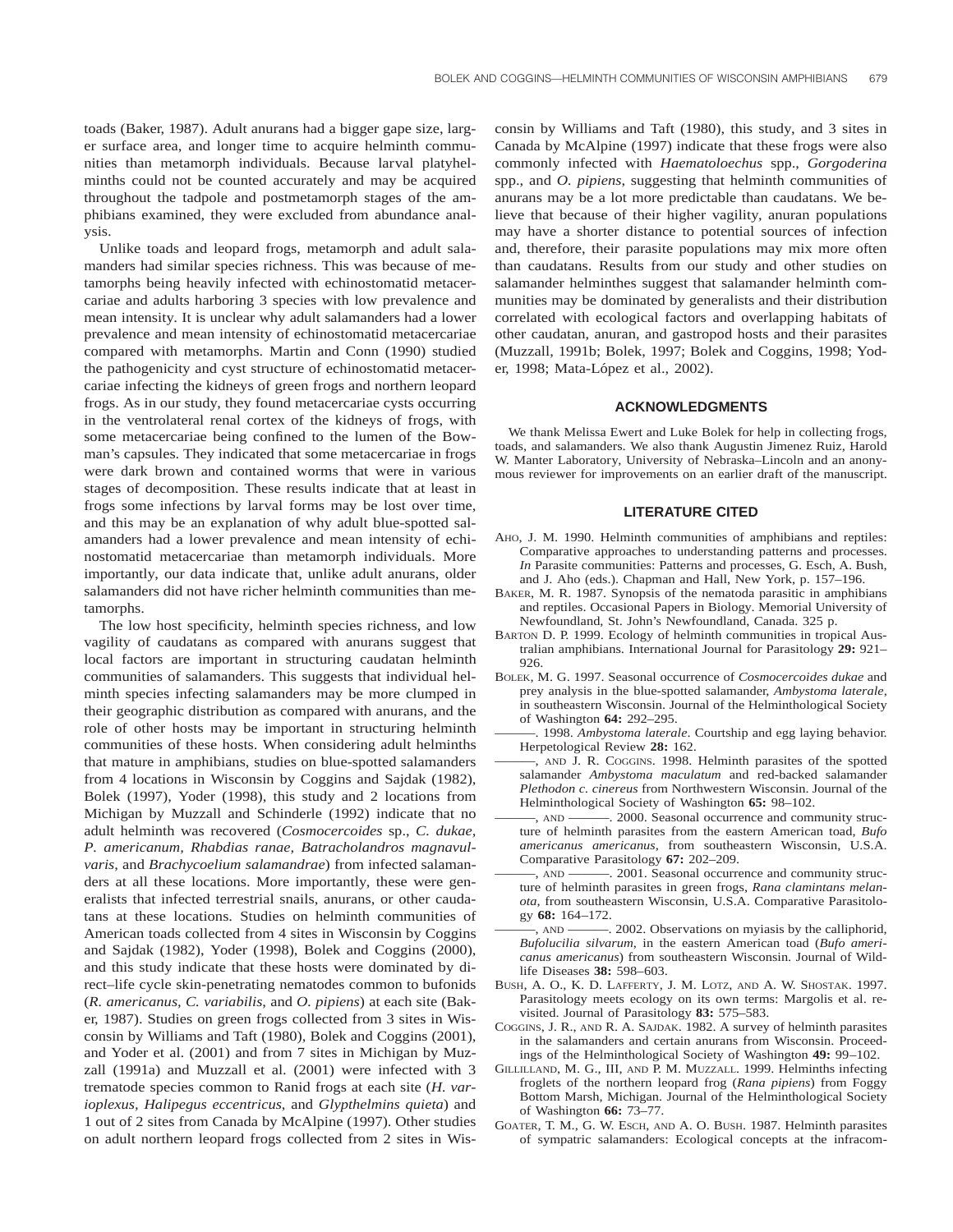toads (Baker, 1987). Adult anurans had a bigger gape size, larger surface area, and longer time to acquire helminth communities than metamorph individuals. Because larval platyhelminths could not be counted accurately and may be acquired throughout the tadpole and postmetamorph stages of the amphibians examined, they were excluded from abundance analysis.

Unlike toads and leopard frogs, metamorph and adult salamanders had similar species richness. This was because of metamorphs being heavily infected with echinostomatid metacercariae and adults harboring 3 species with low prevalence and mean intensity. It is unclear why adult salamanders had a lower prevalence and mean intensity of echinostomatid metacercariae compared with metamorphs. Martin and Conn (1990) studied the pathogenicity and cyst structure of echinostomatid metacercariae infecting the kidneys of green frogs and northern leopard frogs. As in our study, they found metacercariae cysts occurring in the ventrolateral renal cortex of the kidneys of frogs, with some metacercariae being confined to the lumen of the Bowman's capsules. They indicated that some metacercariae in frogs were dark brown and contained worms that were in various stages of decomposition. These results indicate that at least in frogs some infections by larval forms may be lost over time, and this may be an explanation of why adult blue-spotted salamanders had a lower prevalence and mean intensity of echinostomatid metacercariae than metamorph individuals. More importantly, our data indicate that, unlike adult anurans, older salamanders did not have richer helminth communities than metamorphs.

The low host specificity, helminth species richness, and low vagility of caudatans as compared with anurans suggest that local factors are important in structuring caudatan helminth communities of salamanders. This suggests that individual helminth species infecting salamanders may be more clumped in their geographic distribution as compared with anurans, and the role of other hosts may be important in structuring helminth communities of these hosts. When considering adult helminths that mature in amphibians, studies on blue-spotted salamanders from 4 locations in Wisconsin by Coggins and Sajdak (1982), Bolek (1997), Yoder (1998), this study and 2 locations from Michigan by Muzzall and Schinderle (1992) indicate that no adult helminth was recovered (*Cosmocercoides* sp., *C. dukae*, *P. americanum*, *Rhabdias ranae*, *Batracholandros magnavulvaris*, and *Brachycoelium salamandrae*) from infected salamanders at all these locations. More importantly, these were generalists that infected terrestrial snails, anurans, or other caudatans at these locations. Studies on helminth communities of American toads collected from 4 sites in Wisconsin by Coggins and Sajdak (1982), Yoder (1998), Bolek and Coggins (2000), and this study indicate that these hosts were dominated by direct–life cycle skin-penetrating nematodes common to bufonids (*R. americanus*, *C. variabilis*, and *O. pipiens*) at each site (Baker, 1987). Studies on green frogs collected from 3 sites in Wisconsin by Williams and Taft (1980), Bolek and Coggins (2001), and Yoder et al. (2001) and from 7 sites in Michigan by Muzzall (1991a) and Muzzall et al. (2001) were infected with 3 trematode species common to Ranid frogs at each site (*H. varioplexus*, *Halipegus eccentricus*, and *Glypthelmins quieta*) and 1 out of 2 sites from Canada by McAlpine (1997). Other studies on adult northern leopard frogs collected from 2 sites in Wisconsin by Williams and Taft (1980), this study, and 3 sites in Canada by McAlpine (1997) indicate that these frogs were also commonly infected with *Haematoloechus* spp., *Gorgoderina* spp., and *O. pipiens*, suggesting that helminth communities of anurans may be a lot more predictable than caudatans. We believe that because of their higher vagility, anuran populations may have a shorter distance to potential sources of infection and, therefore, their parasite populations may mix more often than caudatans. Results from our study and other studies on salamander helminthes suggest that salamander helminth communities may be dominated by generalists and their distribution correlated with ecological factors and overlapping habitats of other caudatan, anuran, and gastropod hosts and their parasites (Muzzall, 1991b; Bolek, 1997; Bolek and Coggins, 1998; Yoder, 1998; Mata-López et al., 2002).

## ACKNOWLEDGMENTS

We thank Melissa Ewert and Luke Bolek for help in collecting frogs, toads, and salamanders. We also thank Augustin Jimenez Ruiz, Harold W. Manter Laboratory, University of Nebraska–Lincoln and an anonymous reviewer for improvements on an earlier draft of the manuscript.

## LITERATURE CITED

AHO, J. M. 1990. Helminth communities of amphibians and reptiles: Comparative approaches to understanding patterns and processes. *In* Parasite communities: Patterns and processes, G. Esch, A. Bush, and J. Aho (eds.). Chapman and Hall, New York, p. 157–196.

BAKER, M. R. 1987. Synopsis of the nematoda parasitic in amphibians and reptiles. Occasional Papers in Biology. Memorial University of Newfoundland, St. John's Newfoundland, Canada. 325 p.

BARTON D. P. 1999. Ecology of helminth communities in tropical Australian amphibians. International Journal for Parasitology **29:** 921–926.

BOLEK, M. G. 1997. Seasonal occurrence of *Cosmocercoides dukae* and prey analysis in the blue-spotted salamander, *Ambystoma laterale*, in southeastern Wisconsin. Journal of the Helminthological Society of Washington **64:** 292–295.

———. 1998. *Ambystoma laterale*. Courtship and egg laying behavior. Herpetological Review **28:** 162.

———, AND J. R. COGGINS. 1998. Helminth parasites of the spotted salamander *Ambystoma maculatum* and red-backed salamander *Plethodon c. cinereus* from Northwestern Wisconsin. Journal of the Helminthological Society of Washington **65:** 98–102.

———, AND ———. 2000. Seasonal occurrence and community structure of helminth parasites from the eastern American toad, *Bufo americanus americanus*, from southeastern Wisconsin, U.S.A. Comparative Parasitology **67:** 202–209.

———, AND ———. 2001. Seasonal occurrence and community structure of helminth parasites in green frogs, *Rana clamintans melanota*, from southeastern Wisconsin, U.S.A. Comparative Parasitology **68:** 164–172.

———, AND ———. 2002. Observations on myiasis by the calliphorid, *Bufolucilia silvarum*, in the eastern American toad (*Bufo americanus americanus*) from southeastern Wisconsin. Journal of Wildlife Diseases **38:** 598–603.

BUSH, A. O., K. D. LAFFERTY, J. M. LOTZ, AND A. W. SHOSTAK. 1997. Parasitology meets ecology on its own terms: Margolis et al. revisited. Journal of Parasitology **83:** 575–583.

COGGINS, J. R., AND R. A. SAJDAK. 1982. A survey of helminth parasites in the salamanders and certain anurans from Wisconsin. Proceedings of the Helminthological Society of Washington **49:** 99–102.

GILLILLAND, M. G., III, AND P. M. MUZZALL. 1999. Helminths infecting froglets of the northern leopard frog (*Rana pipiens*) from Foggy Bottom Marsh, Michigan. Journal of the Helminthological Society of Washington **66:** 73–77.

GOATER, T. M., G. W. ESCH, AND A. O. BUSH. 1987. Helminth parasites of sympatric salamanders: Ecological concepts at the infracom-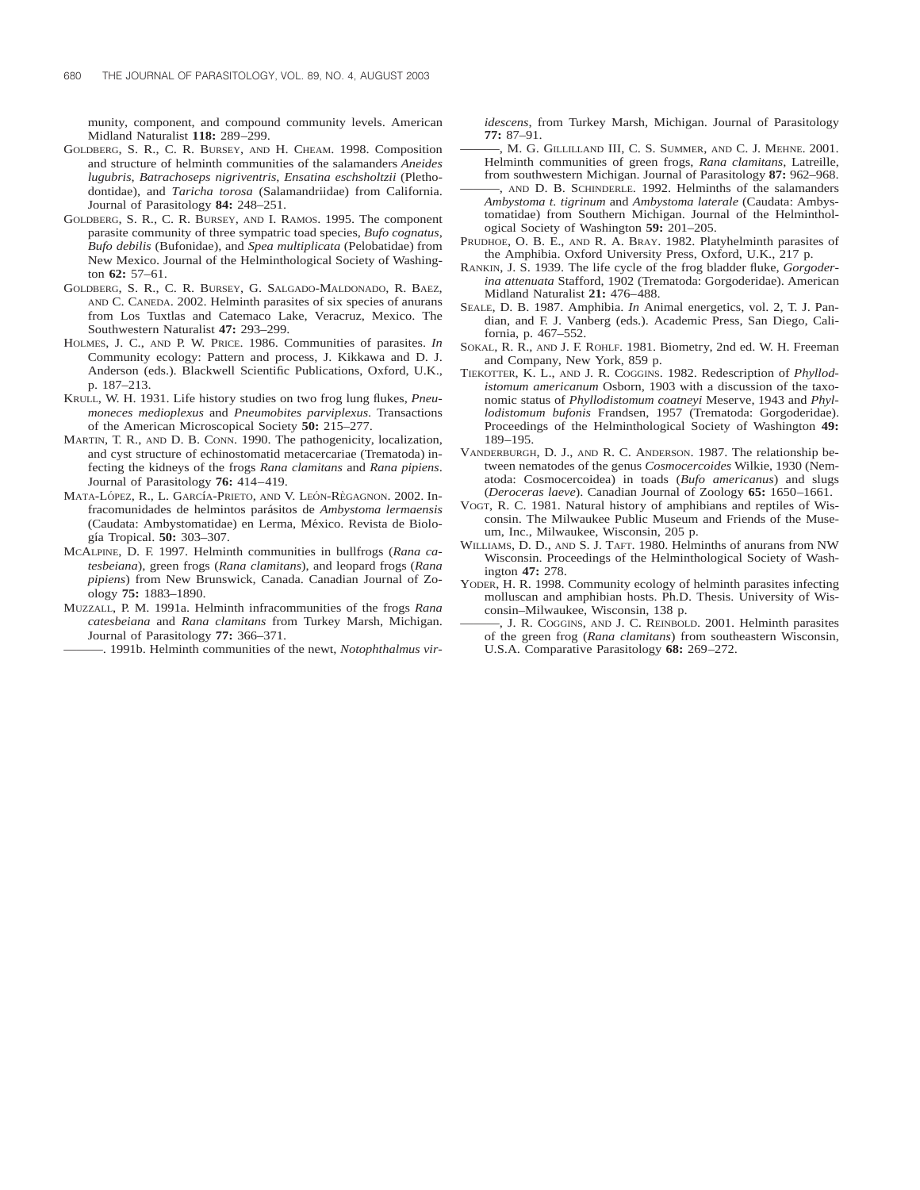munity, component, and compound community levels. American Midland Naturalist **118:** 289–299.

GOLDBERG, S. R., C. R. BURSEY, AND H. CHEAM. 1998. Composition and structure of helminth communities of the salamanders *Aneides lugubris*, *Batrachoseps nigriventris*, *Ensatina eschsholtzii* (Plethodontidae), and *Taricha torosa* (Salamandriidae) from California. Journal of Parasitology **84:** 248–251.

GOLDBERG, S. R., C. R. BURSEY, AND I. RAMOS. 1995. The component parasite community of three sympatric toad species, *Bufo cognatus*, *Bufo debilis* (Bufonidae), and *Spea multiplicata* (Pelobatidae) from New Mexico. Journal of the Helminthological Society of Washington **62:** 57–61.

GOLDBERG, S. R., C. R. BURSEY, G. SALGADO-MALDONADO, R. BAEZ, AND C. CANEDA. 2002. Helminth parasites of six species of anurans from Los Tuxtlas and Catemaco Lake, Veracruz, Mexico. The Southwestern Naturalist **47:** 293–299.

HOLMES, J. C., AND P. W. PRICE. 1986. Communities of parasites. *In* Community ecology: Pattern and process, J. Kikkawa and D. J. Anderson (eds.). Blackwell Scientific Publications, Oxford, U.K., p. 187–213.

KRULL, W. H. 1931. Life history studies on two frog lung flukes, *Pneumoneces medioplexus* and *Pneumobites parviplexus*. Transactions of the American Microscopical Society **50:** 215–277.

MARTIN, T. R., AND D. B. CONN. 1990. The pathogenicity, localization, and cyst structure of echinostomatid metacercariae (Trematoda) infecting the kidneys of the frogs *Rana clamitans* and *Rana pipiens*. Journal of Parasitology **76:** 414–419.

MATA-LÓPEZ, R., L. GARCÍA-PRIETO, AND V. LEÓN-RÈGAGNON. 2002. Infracomunidades de helmintos parásitos de *Ambystoma lermaensis* (Caudata: Ambystomatidae) en Lerma, México. Revista de Biología Tropical. **50:** 303–307.

MCALPINE, D. F. 1997. Helminth communities in bullfrogs (*Rana catesbeiana*), green frogs (*Rana clamitans*), and leopard frogs (*Rana pipiens*) from New Brunswick, Canada. Canadian Journal of Zoology **75:** 1883–1890.

MUZZALL, P. M. 1991a. Helminth infracommunities of the frogs *Rana catesbeiana* and *Rana clamitans* from Turkey Marsh, Michigan. Journal of Parasitology **77:** 366–371.

———. 1991b. Helminth communities of the newt, *Notophthalmus viridescens*, from Turkey Marsh, Michigan. Journal of Parasitology **77:** 87–91.

———, M. G. GILLILLAND III, C. S. SUMMER, AND C. J. MEHNE. 2001. Helminth communities of green frogs, *Rana clamitans*, Latreille, from southwestern Michigan. Journal of Parasitology **87:** 962–968.

———, AND D. B. SCHINDERLE. 1992. Helminths of the salamanders *Ambystoma t. tigrinum* and *Ambystoma laterale* (Caudata: Ambystomatidae) from Southern Michigan. Journal of the Helminthological Society of Washington **59:** 201–205.

PRUDHOE, O. B. E., AND R. A. BRAY. 1982. Platyhelminth parasites of the Amphibia. Oxford University Press, Oxford, U.K., 217 p.

RANKIN, J. S. 1939. The life cycle of the frog bladder fluke, *Gorgoderina attenuata* Stafford, 1902 (Trematoda: Gorgoderidae). American Midland Naturalist **21:** 476–488.

SEALE, D. B. 1987. Amphibia. *In* Animal energetics, vol. 2, T. J. Pandian, and F. J. Vanberg (eds.). Academic Press, San Diego, California, p. 467–552.

SOKAL, R. R., AND J. F. ROHLF. 1981. Biometry, 2nd ed. W. H. Freeman and Company, New York, 859 p.

TIEKOTTER, K. L., AND J. R. COGGINS. 1982. Redescription of *Phyllodistomum americanum* Osborn, 1903 with a discussion of the taxonomic status of *Phyllodistomum coatneyi* Meserve, 1943 and *Phyllodistomum bufonis* Frandsen, 1957 (Trematoda: Gorgoderidae). Proceedings of the Helminthological Society of Washington **49:** 189–195.

VANDERBURGH, D. J., AND R. C. ANDERSON. 1987. The relationship between nematodes of the genus *Cosmocercoides* Wilkie, 1930 (Nematoda: Cosmocercoidea) in toads (*Bufo americanus*) and slugs (*Deroceras laeve*). Canadian Journal of Zoology **65:** 1650–1661.

VOGT, R. C. 1981. Natural history of amphibians and reptiles of Wisconsin. The Milwaukee Public Museum and Friends of the Museum, Inc., Milwaukee, Wisconsin, 205 p.

WILLIAMS, D. D., AND S. J. TAFT. 1980. Helminths of anurans from NW Wisconsin. Proceedings of the Helminthological Society of Washington **47:** 278.

YODER, H. R. 1998. Community ecology of helminth parasites infecting molluscan and amphibian hosts. Ph.D. Thesis. University of Wisconsin–Milwaukee, Wisconsin, 138 p.

———, J. R. COGGINS, AND J. C. REINBOLD. 2001. Helminth parasites of the green frog (*Rana clamitans*) from southeastern Wisconsin, U.S.A. Comparative Parasitology **68:** 269–272.